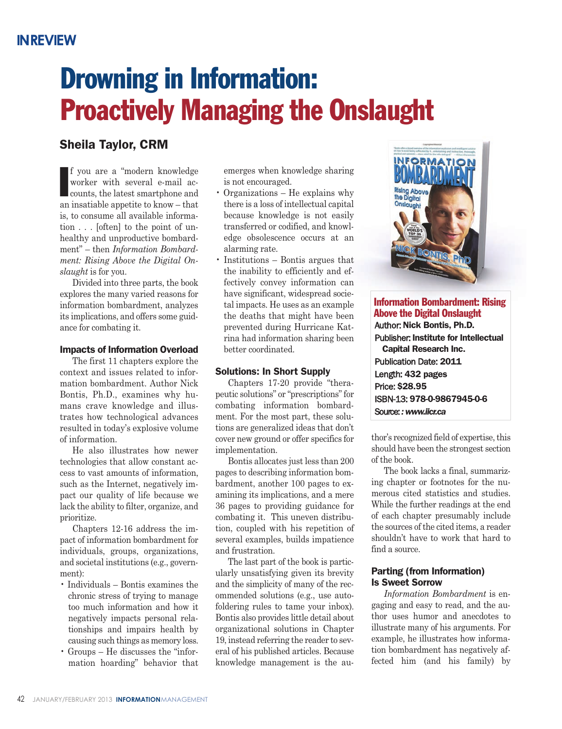# Drowning in Information: Proactively Managing the Onslaught

## Sheila Taylor, CRM

If you are a "modern knowledge worker with several e-mail accounts, the latest smartphone and an insatiable appetite to know – that is, to consume all available information . . . [often] to the point of unhealthy and unproductive bombardment" – then *Information Bombardment: Rising Above the Digital Onslaught* is for you.

Divided into three parts, the book explores the many varied reasons for information bombardment, analyzes its implications, and offers some guidance for combating it.

### Impacts of Information Overload

The first 11 chapters explore the context and issues related to information bombardment. Author Nick Bontis, Ph.D., examines why humans crave knowledge and illustrates how technological advances resulted in today's explosive volume of information.

He also illustrates how newer technologies that allow constant access to vast amounts of information, such as the Internet, negatively impact our quality of life because we lack the ability to filter, organize, and prioritize.

Chapters 12-16 address the impact of information bombardment for individuals, groups, organizations, and societal institutions (e.g., government):

- Individuals – Bontis examines the chronic stress of trying to manage too much information and how it negatively impacts personal relationships and impairs health by causing such things as memory loss.
- Groups – He discusses the "information hoarding" behavior that emerges when knowledge sharing is not encouraged.
- Organizations – He explains why there is a loss of intellectual capital because knowledge is not easily transferred or codified, and knowledge obsolescence occurs at an alarming rate.
- Institutions – Bontis argues that the inability to efficiently and effectively convey information can have significant, widespread societal impacts. He uses as an example the deaths that might have been prevented during Hurricane Katrina had information sharing been better coordinated.

### Solutions: In Short Supply

Chapters 17-20 provide "therapeutic solutions" or "prescriptions" for combating information bombardment. For the most part, these solutions are generalized ideas that don't cover new ground or offer specifics for implementation.

Bontis allocates just less than 200 pages to describing information bombardment, another 100 pages to examining its implications, and a mere 36 pages to providing guidance for combating it. This uneven distribution, coupled with his repetition of several examples, builds impatience and frustration.

The last part of the book is particularly unsatisfying given its brevity and the simplicity of many of the recommended solutions (e.g., use auto-foldering rules to tame your inbox). Bontis also provides little detail about organizational solutions in Chapter 19, instead referring the reader to several of his published articles. Because knowledge management is the author's recognized field of expertise, this should have been the strongest section of the book.

**Information Bombardment: Rising Above the Digital Onslaught**
Author: **Nick Bontis, Ph.D.**
Publisher: **Institute for Intellectual Capital Research Inc.**
Publication Date: **2011**
Length: **432 pages**
Price: **$28.95**
ISBN-13: **978-0-9867945-0-6**
Source: ***: www.iicr.ca***

The book lacks a final, summarizing chapter or footnotes for the numerous cited statistics and studies. While the further readings at the end of each chapter presumably include the sources of the cited items, a reader shouldn't have to work that hard to find a source.

### Parting (from Information) Is Sweet Sorrow

*Information Bombardment* is engaging and easy to read, and the author uses humor and anecdotes to illustrate many of his arguments. For example, he illustrates how information bombardment has negatively affected him (and his family) by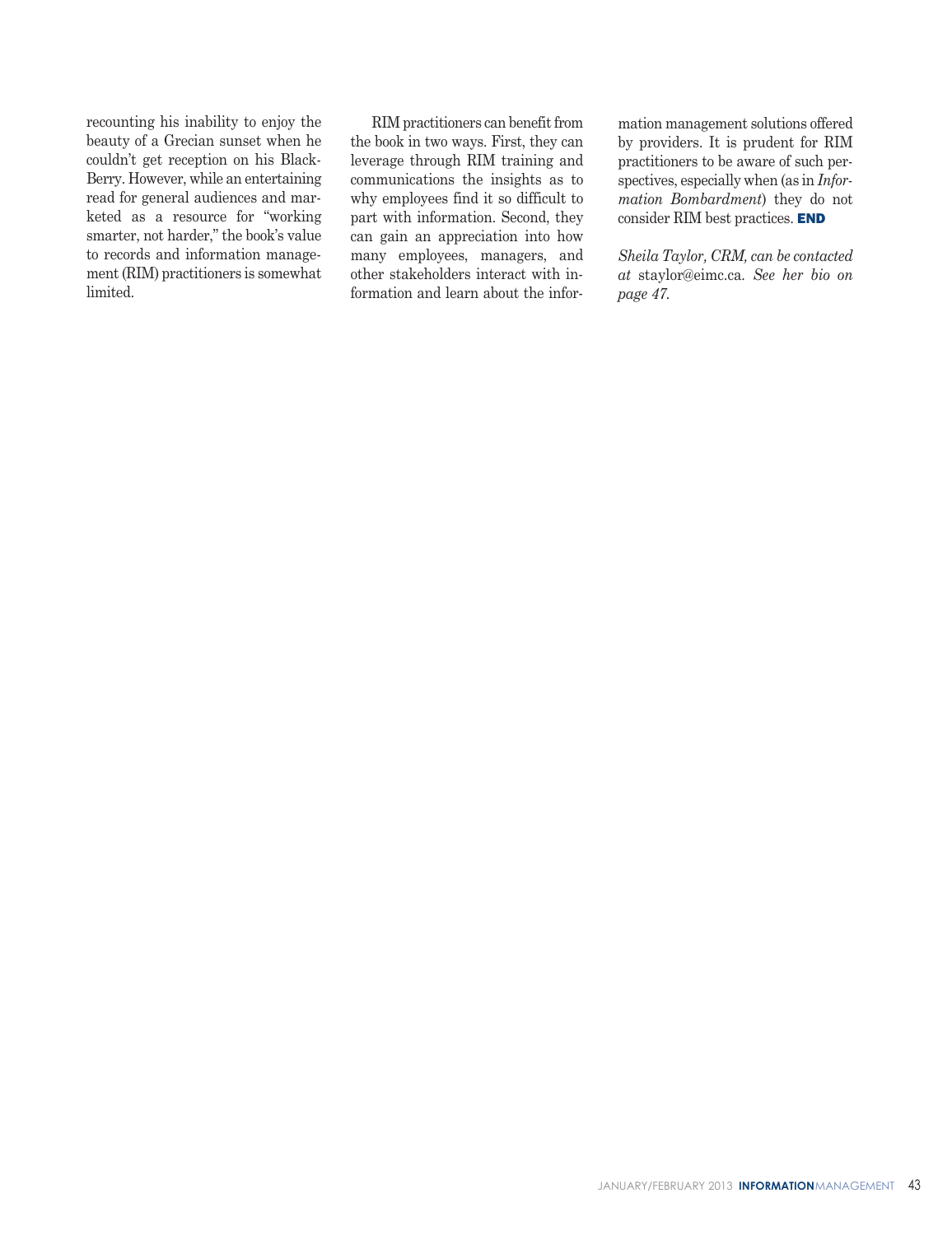recounting his inability to enjoy the beauty of a Grecian sunset when he couldn't get reception on his BlackBerry. However, while an entertaining read for general audiences and marketed as a resource for "working smarter, not harder," the book's value to records and information management (RIM) practitioners is somewhat limited.

RIM practitioners can benefit from the book in two ways. First, they can leverage through RIM training and communications the insights as to why employees find it so difficult to part with information. Second, they can gain an appreciation into how many employees, managers, and other stakeholders interact with information and learn about the information management solutions offered by providers. It is prudent for RIM practitioners to be aware of such perspectives, especially when (as in *Information Bombardment*) they do not consider RIM best practices. **END**

*Sheila Taylor, CRM, can be contacted at* staylor@eimc.ca. *See her bio on page 47.*